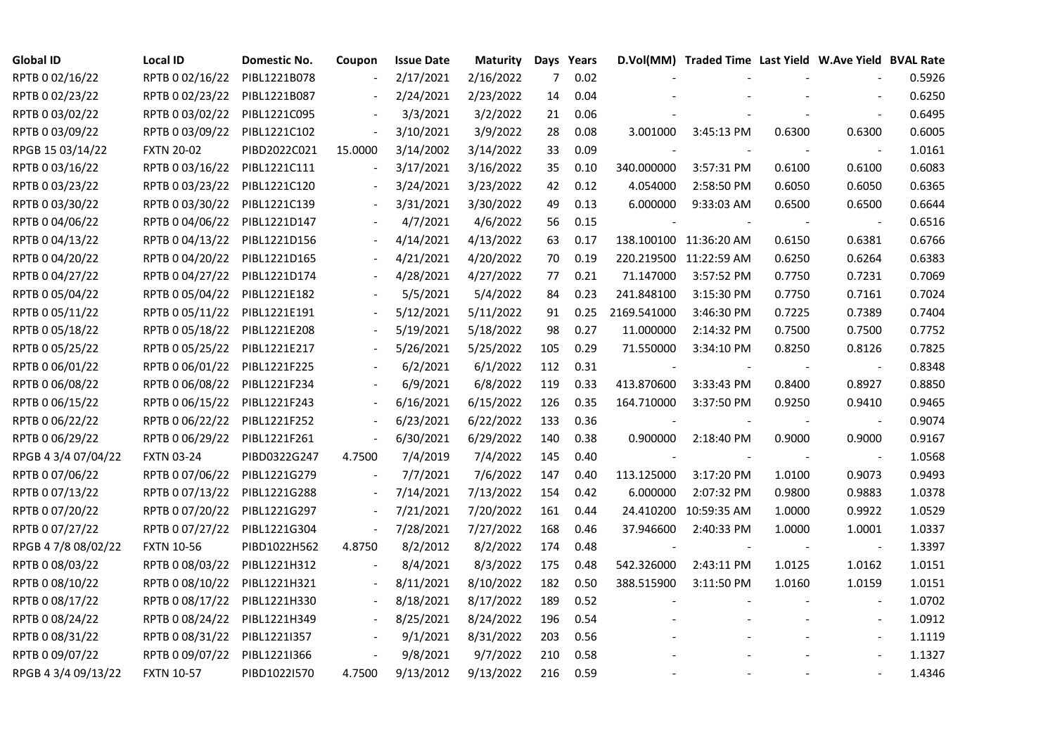| Global ID | Local ID | Domestic No. | Coupon | Issue Date | Maturity | Days | Years | D.Vol(MM) | Traded Time | Last Yield | W.Ave Yield | BVAL Rate |
|---|---|---|---|---|---|---|---|---|---|---|---|---|
| RPTB 0 02/16/22 | RPTB 0 02/16/22 | PIBL1221B078 | - | 2/17/2021 | 2/16/2022 | 7 | 0.02 | - | - | - | - | 0.5926 |
| RPTB 0 02/23/22 | RPTB 0 02/23/22 | PIBL1221B087 | - | 2/24/2021 | 2/23/2022 | 14 | 0.04 | - | - | - | - | 0.6250 |
| RPTB 0 03/02/22 | RPTB 0 03/02/22 | PIBL1221C095 | - | 3/3/2021 | 3/2/2022 | 21 | 0.06 | - | - | - | - | 0.6495 |
| RPTB 0 03/09/22 | RPTB 0 03/09/22 | PIBL1221C102 | - | 3/10/2021 | 3/9/2022 | 28 | 0.08 | 3.001000 | 3:45:13 PM | 0.6300 | 0.6300 | 0.6005 |
| RPGB 15 03/14/22 | FXTN 20-02 | PIBD2022C021 | 15.0000 | 3/14/2002 | 3/14/2022 | 33 | 0.09 | - | - | - | - | 1.0161 |
| RPTB 0 03/16/22 | RPTB 0 03/16/22 | PIBL1221C111 | - | 3/17/2021 | 3/16/2022 | 35 | 0.10 | 340.000000 | 3:57:31 PM | 0.6100 | 0.6100 | 0.6083 |
| RPTB 0 03/23/22 | RPTB 0 03/23/22 | PIBL1221C120 | - | 3/24/2021 | 3/23/2022 | 42 | 0.12 | 4.054000 | 2:58:50 PM | 0.6050 | 0.6050 | 0.6365 |
| RPTB 0 03/30/22 | RPTB 0 03/30/22 | PIBL1221C139 | - | 3/31/2021 | 3/30/2022 | 49 | 0.13 | 6.000000 | 9:33:03 AM | 0.6500 | 0.6500 | 0.6644 |
| RPTB 0 04/06/22 | RPTB 0 04/06/22 | PIBL1221D147 | - | 4/7/2021 | 4/6/2022 | 56 | 0.15 | - | - | - | - | 0.6516 |
| RPTB 0 04/13/22 | RPTB 0 04/13/22 | PIBL1221D156 | - | 4/14/2021 | 4/13/2022 | 63 | 0.17 | 138.100100 | 11:36:20 AM | 0.6150 | 0.6381 | 0.6766 |
| RPTB 0 04/20/22 | RPTB 0 04/20/22 | PIBL1221D165 | - | 4/21/2021 | 4/20/2022 | 70 | 0.19 | 220.219500 | 11:22:59 AM | 0.6250 | 0.6264 | 0.6383 |
| RPTB 0 04/27/22 | RPTB 0 04/27/22 | PIBL1221D174 | - | 4/28/2021 | 4/27/2022 | 77 | 0.21 | 71.147000 | 3:57:52 PM | 0.7750 | 0.7231 | 0.7069 |
| RPTB 0 05/04/22 | RPTB 0 05/04/22 | PIBL1221E182 | - | 5/5/2021 | 5/4/2022 | 84 | 0.23 | 241.848100 | 3:15:30 PM | 0.7750 | 0.7161 | 0.7024 |
| RPTB 0 05/11/22 | RPTB 0 05/11/22 | PIBL1221E191 | - | 5/12/2021 | 5/11/2022 | 91 | 0.25 | 2169.541000 | 3:46:30 PM | 0.7225 | 0.7389 | 0.7404 |
| RPTB 0 05/18/22 | RPTB 0 05/18/22 | PIBL1221E208 | - | 5/19/2021 | 5/18/2022 | 98 | 0.27 | 11.000000 | 2:14:32 PM | 0.7500 | 0.7500 | 0.7752 |
| RPTB 0 05/25/22 | RPTB 0 05/25/22 | PIBL1221E217 | - | 5/26/2021 | 5/25/2022 | 105 | 0.29 | 71.550000 | 3:34:10 PM | 0.8250 | 0.8126 | 0.7825 |
| RPTB 0 06/01/22 | RPTB 0 06/01/22 | PIBL1221F225 | - | 6/2/2021 | 6/1/2022 | 112 | 0.31 | - | - | - | - | 0.8348 |
| RPTB 0 06/08/22 | RPTB 0 06/08/22 | PIBL1221F234 | - | 6/9/2021 | 6/8/2022 | 119 | 0.33 | 413.870600 | 3:33:43 PM | 0.8400 | 0.8927 | 0.8850 |
| RPTB 0 06/15/22 | RPTB 0 06/15/22 | PIBL1221F243 | - | 6/16/2021 | 6/15/2022 | 126 | 0.35 | 164.710000 | 3:37:50 PM | 0.9250 | 0.9410 | 0.9465 |
| RPTB 0 06/22/22 | RPTB 0 06/22/22 | PIBL1221F252 | - | 6/23/2021 | 6/22/2022 | 133 | 0.36 | - | - | - | - | 0.9074 |
| RPTB 0 06/29/22 | RPTB 0 06/29/22 | PIBL1221F261 | - | 6/30/2021 | 6/29/2022 | 140 | 0.38 | 0.900000 | 2:18:40 PM | 0.9000 | 0.9000 | 0.9167 |
| RPGB 4 3/4 07/04/22 | FXTN 03-24 | PIBD0322G247 | 4.7500 | 7/4/2019 | 7/4/2022 | 145 | 0.40 | - | - | - | - | 1.0568 |
| RPTB 0 07/06/22 | RPTB 0 07/06/22 | PIBL1221G279 | - | 7/7/2021 | 7/6/2022 | 147 | 0.40 | 113.125000 | 3:17:20 PM | 1.0100 | 0.9073 | 0.9493 |
| RPTB 0 07/13/22 | RPTB 0 07/13/22 | PIBL1221G288 | - | 7/14/2021 | 7/13/2022 | 154 | 0.42 | 6.000000 | 2:07:32 PM | 0.9800 | 0.9883 | 1.0378 |
| RPTB 0 07/20/22 | RPTB 0 07/20/22 | PIBL1221G297 | - | 7/21/2021 | 7/20/2022 | 161 | 0.44 | 24.410200 | 10:59:35 AM | 1.0000 | 0.9922 | 1.0529 |
| RPTB 0 07/27/22 | RPTB 0 07/27/22 | PIBL1221G304 | - | 7/28/2021 | 7/27/2022 | 168 | 0.46 | 37.946600 | 2:40:33 PM | 1.0000 | 1.0001 | 1.0337 |
| RPGB 4 7/8 08/02/22 | FXTN 10-56 | PIBD1022H562 | 4.8750 | 8/2/2012 | 8/2/2022 | 174 | 0.48 | - | - | - | - | 1.3397 |
| RPTB 0 08/03/22 | RPTB 0 08/03/22 | PIBL1221H312 | - | 8/4/2021 | 8/3/2022 | 175 | 0.48 | 542.326000 | 2:43:11 PM | 1.0125 | 1.0162 | 1.0151 |
| RPTB 0 08/10/22 | RPTB 0 08/10/22 | PIBL1221H321 | - | 8/11/2021 | 8/10/2022 | 182 | 0.50 | 388.515900 | 3:11:50 PM | 1.0160 | 1.0159 | 1.0151 |
| RPTB 0 08/17/22 | RPTB 0 08/17/22 | PIBL1221H330 | - | 8/18/2021 | 8/17/2022 | 189 | 0.52 | - | - | - | - | 1.0702 |
| RPTB 0 08/24/22 | RPTB 0 08/24/22 | PIBL1221H349 | - | 8/25/2021 | 8/24/2022 | 196 | 0.54 | - | - | - | - | 1.0912 |
| RPTB 0 08/31/22 | RPTB 0 08/31/22 | PIBL1221I357 | - | 9/1/2021 | 8/31/2022 | 203 | 0.56 | - | - | - | - | 1.1119 |
| RPTB 0 09/07/22 | RPTB 0 09/07/22 | PIBL1221I366 | - | 9/8/2021 | 9/7/2022 | 210 | 0.58 | - | - | - | - | 1.1327 |
| RPGB 4 3/4 09/13/22 | FXTN 10-57 | PIBD1022I570 | 4.7500 | 9/13/2012 | 9/13/2022 | 216 | 0.59 | - | - | - | - | 1.4346 |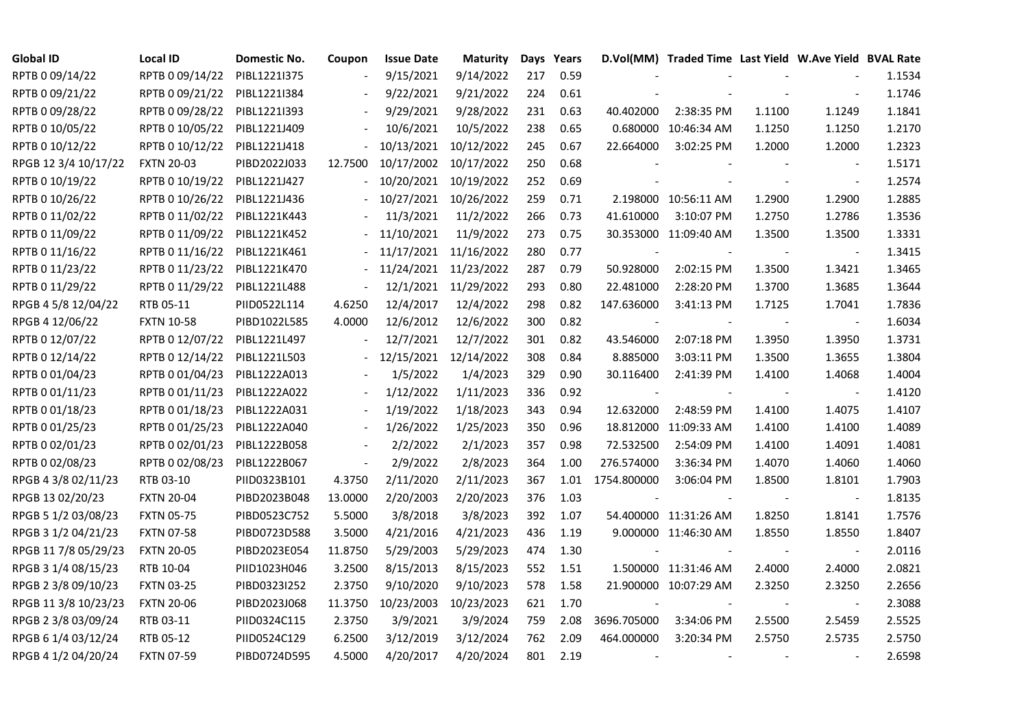| Global ID | Local ID | Domestic No. | Coupon | Issue Date | Maturity | Days | Years | D.Vol(MM) | Traded Time | Last Yield | W.Ave Yield | BVAL Rate |
|---|---|---|---|---|---|---|---|---|---|---|---|---|
| RPTB 0 09/14/22 | RPTB 0 09/14/22 | PIBL1221I375 | - | 9/15/2021 | 9/14/2022 | 217 | 0.59 | - | - | - | - | 1.1534 |
| RPTB 0 09/21/22 | RPTB 0 09/21/22 | PIBL1221I384 | - | 9/22/2021 | 9/21/2022 | 224 | 0.61 | - | - | - | - | 1.1746 |
| RPTB 0 09/28/22 | RPTB 0 09/28/22 | PIBL1221I393 | - | 9/29/2021 | 9/28/2022 | 231 | 0.63 | 40.402000 | 2:38:35 PM | 1.1100 | 1.1249 | 1.1841 |
| RPTB 0 10/05/22 | RPTB 0 10/05/22 | PIBL1221J409 | - | 10/6/2021 | 10/5/2022 | 238 | 0.65 | 0.680000 | 10:46:34 AM | 1.1250 | 1.1250 | 1.2170 |
| RPTB 0 10/12/22 | RPTB 0 10/12/22 | PIBL1221J418 | - | 10/13/2021 | 10/12/2022 | 245 | 0.67 | 22.664000 | 3:02:25 PM | 1.2000 | 1.2000 | 1.2323 |
| RPGB 12 3/4 10/17/22 | FXTN 20-03 | PIBD2022J033 | 12.7500 | 10/17/2002 | 10/17/2022 | 250 | 0.68 | - | - | - | - | 1.5171 |
| RPTB 0 10/19/22 | RPTB 0 10/19/22 | PIBL1221J427 | - | 10/20/2021 | 10/19/2022 | 252 | 0.69 | - | - | - | - | 1.2574 |
| RPTB 0 10/26/22 | RPTB 0 10/26/22 | PIBL1221J436 | - | 10/27/2021 | 10/26/2022 | 259 | 0.71 | 2.198000 | 10:56:11 AM | 1.2900 | 1.2900 | 1.2885 |
| RPTB 0 11/02/22 | RPTB 0 11/02/22 | PIBL1221K443 | - | 11/3/2021 | 11/2/2022 | 266 | 0.73 | 41.610000 | 3:10:07 PM | 1.2750 | 1.2786 | 1.3536 |
| RPTB 0 11/09/22 | RPTB 0 11/09/22 | PIBL1221K452 | - | 11/10/2021 | 11/9/2022 | 273 | 0.75 | 30.353000 | 11:09:40 AM | 1.3500 | 1.3500 | 1.3331 |
| RPTB 0 11/16/22 | RPTB 0 11/16/22 | PIBL1221K461 | - | 11/17/2021 | 11/16/2022 | 280 | 0.77 | - | - | - | - | 1.3415 |
| RPTB 0 11/23/22 | RPTB 0 11/23/22 | PIBL1221K470 | - | 11/24/2021 | 11/23/2022 | 287 | 0.79 | 50.928000 | 2:02:15 PM | 1.3500 | 1.3421 | 1.3465 |
| RPTB 0 11/29/22 | RPTB 0 11/29/22 | PIBL1221L488 | - | 12/1/2021 | 11/29/2022 | 293 | 0.80 | 22.481000 | 2:28:20 PM | 1.3700 | 1.3685 | 1.3644 |
| RPGB 4 5/8 12/04/22 | RTB 05-11 | PIID0522L114 | 4.6250 | 12/4/2017 | 12/4/2022 | 298 | 0.82 | 147.636000 | 3:41:13 PM | 1.7125 | 1.7041 | 1.7836 |
| RPGB 4 12/06/22 | FXTN 10-58 | PIBD1022L585 | 4.0000 | 12/6/2012 | 12/6/2022 | 300 | 0.82 | - | - | - | - | 1.6034 |
| RPTB 0 12/07/22 | RPTB 0 12/07/22 | PIBL1221L497 | - | 12/7/2021 | 12/7/2022 | 301 | 0.82 | 43.546000 | 2:07:18 PM | 1.3950 | 1.3950 | 1.3731 |
| RPTB 0 12/14/22 | RPTB 0 12/14/22 | PIBL1221L503 | - | 12/15/2021 | 12/14/2022 | 308 | 0.84 | 8.885000 | 3:03:11 PM | 1.3500 | 1.3655 | 1.3804 |
| RPTB 0 01/04/23 | RPTB 0 01/04/23 | PIBL1222A013 | - | 1/5/2022 | 1/4/2023 | 329 | 0.90 | 30.116400 | 2:41:39 PM | 1.4100 | 1.4068 | 1.4004 |
| RPTB 0 01/11/23 | RPTB 0 01/11/23 | PIBL1222A022 | - | 1/12/2022 | 1/11/2023 | 336 | 0.92 | - | - | - | - | 1.4120 |
| RPTB 0 01/18/23 | RPTB 0 01/18/23 | PIBL1222A031 | - | 1/19/2022 | 1/18/2023 | 343 | 0.94 | 12.632000 | 2:48:59 PM | 1.4100 | 1.4075 | 1.4107 |
| RPTB 0 01/25/23 | RPTB 0 01/25/23 | PIBL1222A040 | - | 1/26/2022 | 1/25/2023 | 350 | 0.96 | 18.812000 | 11:09:33 AM | 1.4100 | 1.4100 | 1.4089 |
| RPTB 0 02/01/23 | RPTB 0 02/01/23 | PIBL1222B058 | - | 2/2/2022 | 2/1/2023 | 357 | 0.98 | 72.532500 | 2:54:09 PM | 1.4100 | 1.4091 | 1.4081 |
| RPTB 0 02/08/23 | RPTB 0 02/08/23 | PIBL1222B067 | - | 2/9/2022 | 2/8/2023 | 364 | 1.00 | 276.574000 | 3:36:34 PM | 1.4070 | 1.4060 | 1.4060 |
| RPGB 4 3/8 02/11/23 | RTB 03-10 | PIID0323B101 | 4.3750 | 2/11/2020 | 2/11/2023 | 367 | 1.01 | 1754.800000 | 3:06:04 PM | 1.8500 | 1.8101 | 1.7903 |
| RPGB 13 02/20/23 | FXTN 20-04 | PIBD2023B048 | 13.0000 | 2/20/2003 | 2/20/2023 | 376 | 1.03 | - | - | - | - | 1.8135 |
| RPGB 5 1/2 03/08/23 | FXTN 05-75 | PIBD0523C752 | 5.5000 | 3/8/2018 | 3/8/2023 | 392 | 1.07 | 54.400000 | 11:31:26 AM | 1.8250 | 1.8141 | 1.7576 |
| RPGB 3 1/2 04/21/23 | FXTN 07-58 | PIBD0723D588 | 3.5000 | 4/21/2016 | 4/21/2023 | 436 | 1.19 | 9.000000 | 11:46:30 AM | 1.8550 | 1.8550 | 1.8407 |
| RPGB 11 7/8 05/29/23 | FXTN 20-05 | PIBD2023E054 | 11.8750 | 5/29/2003 | 5/29/2023 | 474 | 1.30 | - | - | - | - | 2.0116 |
| RPGB 3 1/4 08/15/23 | RTB 10-04 | PIID1023H046 | 3.2500 | 8/15/2013 | 8/15/2023 | 552 | 1.51 | 1.500000 | 11:31:46 AM | 2.4000 | 2.4000 | 2.0821 |
| RPGB 2 3/8 09/10/23 | FXTN 03-25 | PIBD0323I252 | 2.3750 | 9/10/2020 | 9/10/2023 | 578 | 1.58 | 21.900000 | 10:07:29 AM | 2.3250 | 2.3250 | 2.2656 |
| RPGB 11 3/8 10/23/23 | FXTN 20-06 | PIBD2023J068 | 11.3750 | 10/23/2003 | 10/23/2023 | 621 | 1.70 | - | - | - | - | 2.3088 |
| RPGB 2 3/8 03/09/24 | RTB 03-11 | PIID0324C115 | 2.3750 | 3/9/2021 | 3/9/2024 | 759 | 2.08 | 3696.705000 | 3:34:06 PM | 2.5500 | 2.5459 | 2.5525 |
| RPGB 6 1/4 03/12/24 | RTB 05-12 | PIID0524C129 | 6.2500 | 3/12/2019 | 3/12/2024 | 762 | 2.09 | 464.000000 | 3:20:34 PM | 2.5750 | 2.5735 | 2.5750 |
| RPGB 4 1/2 04/20/24 | FXTN 07-59 | PIBD0724D595 | 4.5000 | 4/20/2017 | 4/20/2024 | 801 | 2.19 | - | - | - | - | 2.6598 |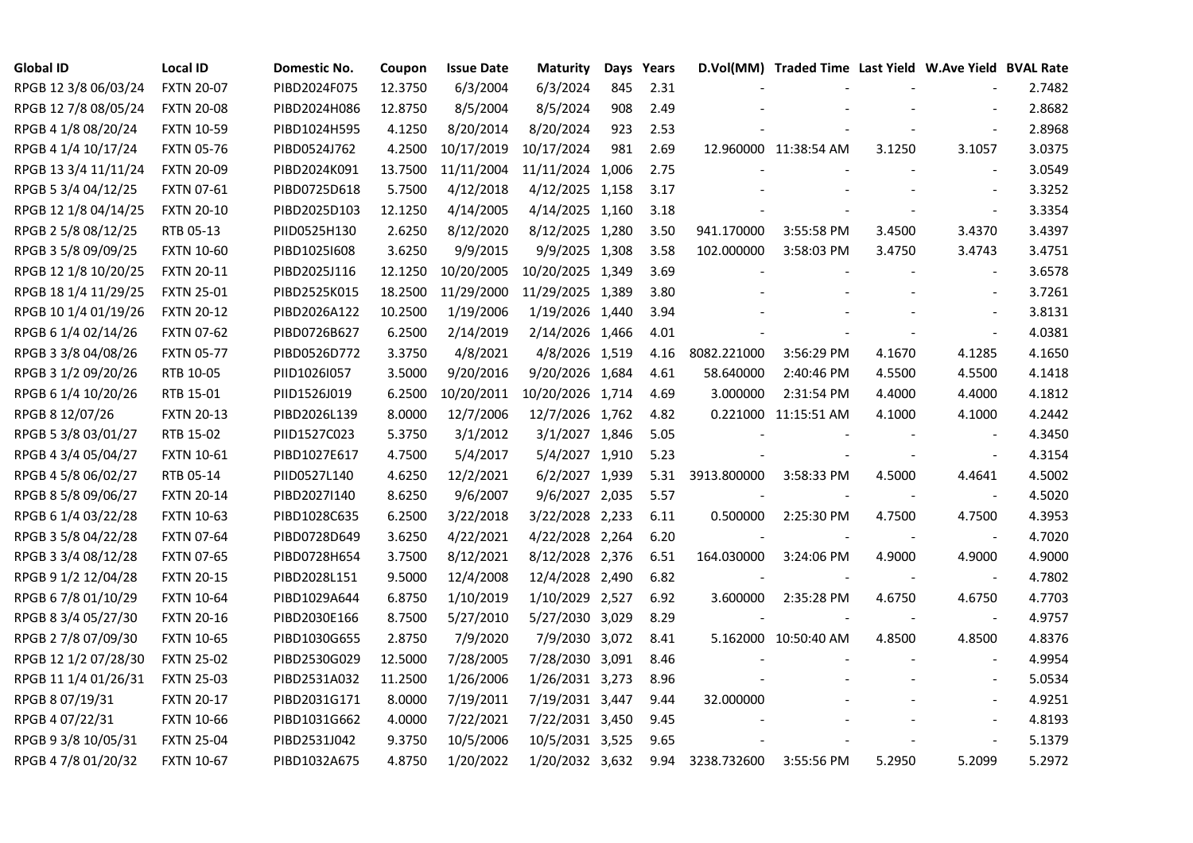| Global ID | Local ID | Domestic No. | Coupon | Issue Date | Maturity | Days | Years | D.Vol(MM) | Traded Time | Last Yield | W.Ave Yield | BVAL Rate |
|---|---|---|---|---|---|---|---|---|---|---|---|---|
| RPGB 12 3/8 06/03/24 | FXTN 20-07 | PIBD2024F075 | 12.3750 | 6/3/2004 | 6/3/2024 | 845 | 2.31 | - | - | - | - | 2.7482 |
| RPGB 12 7/8 08/05/24 | FXTN 20-08 | PIBD2024H086 | 12.8750 | 8/5/2004 | 8/5/2024 | 908 | 2.49 | - | - | - | - | 2.8682 |
| RPGB 4 1/8 08/20/24 | FXTN 10-59 | PIBD1024H595 | 4.1250 | 8/20/2014 | 8/20/2024 | 923 | 2.53 | - | - | - | - | 2.8968 |
| RPGB 4 1/4 10/17/24 | FXTN 05-76 | PIBD0524J762 | 4.2500 | 10/17/2019 | 10/17/2024 | 981 | 2.69 | 12.960000 | 11:38:54 AM | 3.1250 | 3.1057 | 3.0375 |
| RPGB 13 3/4 11/11/24 | FXTN 20-09 | PIBD2024K091 | 13.7500 | 11/11/2004 | 11/11/2024 | 1,006 | 2.75 | - | - | - | - | 3.0549 |
| RPGB 5 3/4 04/12/25 | FXTN 07-61 | PIBD0725D618 | 5.7500 | 4/12/2018 | 4/12/2025 | 1,158 | 3.17 | - | - | - | - | 3.3252 |
| RPGB 12 1/8 04/14/25 | FXTN 20-10 | PIBD2025D103 | 12.1250 | 4/14/2005 | 4/14/2025 | 1,160 | 3.18 | - | - | - | - | 3.3354 |
| RPGB 2 5/8 08/12/25 | RTB 05-13 | PIID0525H130 | 2.6250 | 8/12/2020 | 8/12/2025 | 1,280 | 3.50 | 941.170000 | 3:55:58 PM | 3.4500 | 3.4370 | 3.4397 |
| RPGB 3 5/8 09/09/25 | FXTN 10-60 | PIBD1025I608 | 3.6250 | 9/9/2015 | 9/9/2025 | 1,308 | 3.58 | 102.000000 | 3:58:03 PM | 3.4750 | 3.4743 | 3.4751 |
| RPGB 12 1/8 10/20/25 | FXTN 20-11 | PIBD2025J116 | 12.1250 | 10/20/2005 | 10/20/2025 | 1,349 | 3.69 | - | - | - | - | 3.6578 |
| RPGB 18 1/4 11/29/25 | FXTN 25-01 | PIBD2525K015 | 18.2500 | 11/29/2000 | 11/29/2025 | 1,389 | 3.80 | - | - | - | - | 3.7261 |
| RPGB 10 1/4 01/19/26 | FXTN 20-12 | PIBD2026A122 | 10.2500 | 1/19/2006 | 1/19/2026 | 1,440 | 3.94 | - | - | - | - | 3.8131 |
| RPGB 6 1/4 02/14/26 | FXTN 07-62 | PIBD0726B627 | 6.2500 | 2/14/2019 | 2/14/2026 | 1,466 | 4.01 | - | - | - | - | 4.0381 |
| RPGB 3 3/8 04/08/26 | FXTN 05-77 | PIBD0526D772 | 3.3750 | 4/8/2021 | 4/8/2026 | 1,519 | 4.16 | 8082.221000 | 3:56:29 PM | 4.1670 | 4.1285 | 4.1650 |
| RPGB 3 1/2 09/20/26 | RTB 10-05 | PIID1026I057 | 3.5000 | 9/20/2016 | 9/20/2026 | 1,684 | 4.61 | 58.640000 | 2:40:46 PM | 4.5500 | 4.5500 | 4.1418 |
| RPGB 6 1/4 10/20/26 | RTB 15-01 | PIID1526J019 | 6.2500 | 10/20/2011 | 10/20/2026 | 1,714 | 4.69 | 3.000000 | 2:31:54 PM | 4.4000 | 4.4000 | 4.1812 |
| RPGB 8 12/07/26 | FXTN 20-13 | PIBD2026L139 | 8.0000 | 12/7/2006 | 12/7/2026 | 1,762 | 4.82 | 0.221000 | 11:15:51 AM | 4.1000 | 4.1000 | 4.2442 |
| RPGB 5 3/8 03/01/27 | RTB 15-02 | PIID1527C023 | 5.3750 | 3/1/2012 | 3/1/2027 | 1,846 | 5.05 | - | - | - | - | 4.3450 |
| RPGB 4 3/4 05/04/27 | FXTN 10-61 | PIBD1027E617 | 4.7500 | 5/4/2017 | 5/4/2027 | 1,910 | 5.23 | - | - | - | - | 4.3154 |
| RPGB 4 5/8 06/02/27 | RTB 05-14 | PIID0527L140 | 4.6250 | 12/2/2021 | 6/2/2027 | 1,939 | 5.31 | 3913.800000 | 3:58:33 PM | 4.5000 | 4.4641 | 4.5002 |
| RPGB 8 5/8 09/06/27 | FXTN 20-14 | PIBD2027I140 | 8.6250 | 9/6/2007 | 9/6/2027 | 2,035 | 5.57 | - | - | - | - | 4.5020 |
| RPGB 6 1/4 03/22/28 | FXTN 10-63 | PIBD1028C635 | 6.2500 | 3/22/2018 | 3/22/2028 | 2,233 | 6.11 | 0.500000 | 2:25:30 PM | 4.7500 | 4.7500 | 4.3953 |
| RPGB 3 5/8 04/22/28 | FXTN 07-64 | PIBD0728D649 | 3.6250 | 4/22/2021 | 4/22/2028 | 2,264 | 6.20 | - | - | - | - | 4.7020 |
| RPGB 3 3/4 08/12/28 | FXTN 07-65 | PIBD0728H654 | 3.7500 | 8/12/2021 | 8/12/2028 | 2,376 | 6.51 | 164.030000 | 3:24:06 PM | 4.9000 | 4.9000 | 4.9000 |
| RPGB 9 1/2 12/04/28 | FXTN 20-15 | PIBD2028L151 | 9.5000 | 12/4/2008 | 12/4/2028 | 2,490 | 6.82 | - | - | - | - | 4.7802 |
| RPGB 6 7/8 01/10/29 | FXTN 10-64 | PIBD1029A644 | 6.8750 | 1/10/2019 | 1/10/2029 | 2,527 | 6.92 | 3.600000 | 2:35:28 PM | 4.6750 | 4.6750 | 4.7703 |
| RPGB 8 3/4 05/27/30 | FXTN 20-16 | PIBD2030E166 | 8.7500 | 5/27/2010 | 5/27/2030 | 3,029 | 8.29 | - | - | - | - | 4.9757 |
| RPGB 2 7/8 07/09/30 | FXTN 10-65 | PIBD1030G655 | 2.8750 | 7/9/2020 | 7/9/2030 | 3,072 | 8.41 | 5.162000 | 10:50:40 AM | 4.8500 | 4.8500 | 4.8376 |
| RPGB 12 1/2 07/28/30 | FXTN 25-02 | PIBD2530G029 | 12.5000 | 7/28/2005 | 7/28/2030 | 3,091 | 8.46 | - | - | - | - | 4.9954 |
| RPGB 11 1/4 01/26/31 | FXTN 25-03 | PIBD2531A032 | 11.2500 | 1/26/2006 | 1/26/2031 | 3,273 | 8.96 | - | - | - | - | 5.0534 |
| RPGB 8 07/19/31 | FXTN 20-17 | PIBD2031G171 | 8.0000 | 7/19/2011 | 7/19/2031 | 3,447 | 9.44 | 32.000000 | - | - | - | 4.9251 |
| RPGB 4 07/22/31 | FXTN 10-66 | PIBD1031G662 | 4.0000 | 7/22/2021 | 7/22/2031 | 3,450 | 9.45 | - | - | - | - | 4.8193 |
| RPGB 9 3/8 10/05/31 | FXTN 25-04 | PIBD2531J042 | 9.3750 | 10/5/2006 | 10/5/2031 | 3,525 | 9.65 | - | - | - | - | 5.1379 |
| RPGB 4 7/8 01/20/32 | FXTN 10-67 | PIBD1032A675 | 4.8750 | 1/20/2022 | 1/20/2032 | 3,632 | 9.94 | 3238.732600 | 3:55:56 PM | 5.2950 | 5.2099 | 5.2972 |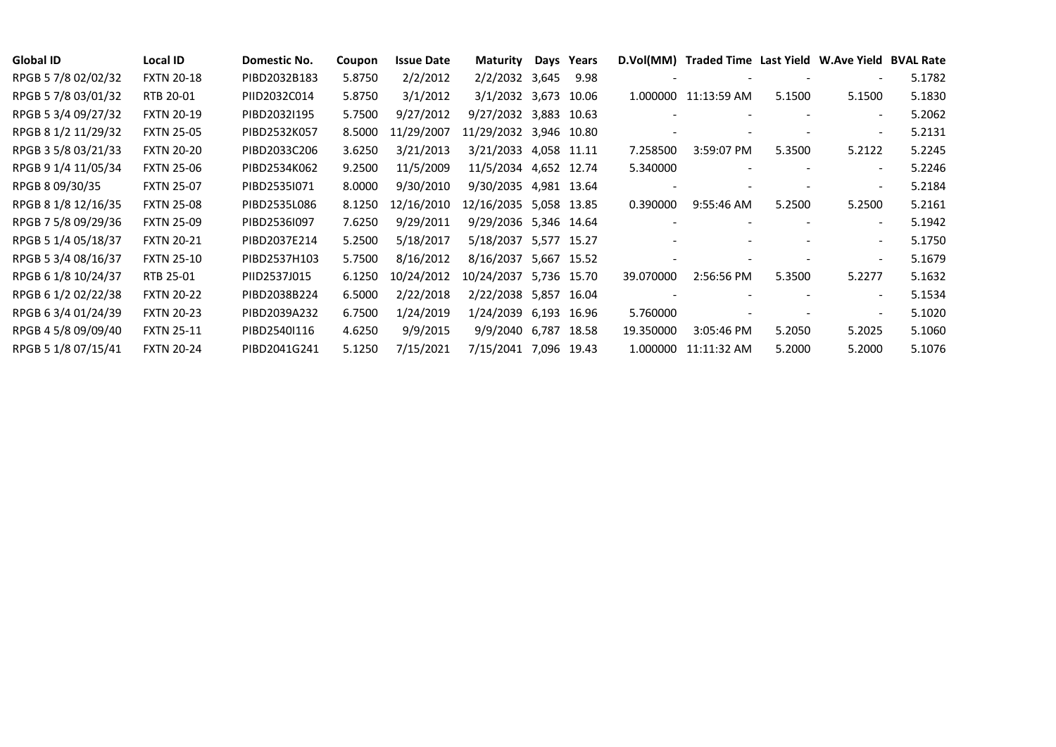| Global ID | Local ID | Domestic No. | Coupon | Issue Date | Maturity | Days | Years | D.Vol(MM) | Traded Time | Last Yield | W.Ave Yield | BVAL Rate |
|---|---|---|---|---|---|---|---|---|---|---|---|---|
| RPGB 5 7/8 02/02/32 | FXTN 20-18 | PIBD2032B183 | 5.8750 | 2/2/2012 | 2/2/2032 | 3,645 | 9.98 | - | - | - | - | 5.1782 |
| RPGB 5 7/8 03/01/32 | RTB 20-01 | PIID2032C014 | 5.8750 | 3/1/2012 | 3/1/2032 | 3,673 | 10.06 | 1.000000 | 11:13:59 AM | 5.1500 | 5.1500 | 5.1830 |
| RPGB 5 3/4 09/27/32 | FXTN 20-19 | PIBD2032I195 | 5.7500 | 9/27/2012 | 9/27/2032 | 3,883 | 10.63 | - | - | - | - | 5.2062 |
| RPGB 8 1/2 11/29/32 | FXTN 25-05 | PIBD2532K057 | 8.5000 | 11/29/2007 | 11/29/2032 | 3,946 | 10.80 | - | - | - | - | 5.2131 |
| RPGB 3 5/8 03/21/33 | FXTN 20-20 | PIBD2033C206 | 3.6250 | 3/21/2013 | 3/21/2033 | 4,058 | 11.11 | 7.258500 | 3:59:07 PM | 5.3500 | 5.2122 | 5.2245 |
| RPGB 9 1/4 11/05/34 | FXTN 25-06 | PIBD2534K062 | 9.2500 | 11/5/2009 | 11/5/2034 | 4,652 | 12.74 | 5.340000 | - | - | - | 5.2246 |
| RPGB 8 09/30/35 | FXTN 25-07 | PIBD2535I071 | 8.0000 | 9/30/2010 | 9/30/2035 | 4,981 | 13.64 | - | - | - | - | 5.2184 |
| RPGB 8 1/8 12/16/35 | FXTN 25-08 | PIBD2535L086 | 8.1250 | 12/16/2010 | 12/16/2035 | 5,058 | 13.85 | 0.390000 | 9:55:46 AM | 5.2500 | 5.2500 | 5.2161 |
| RPGB 7 5/8 09/29/36 | FXTN 25-09 | PIBD2536I097 | 7.6250 | 9/29/2011 | 9/29/2036 | 5,346 | 14.64 | - | - | - | - | 5.1942 |
| RPGB 5 1/4 05/18/37 | FXTN 20-21 | PIBD2037E214 | 5.2500 | 5/18/2017 | 5/18/2037 | 5,577 | 15.27 | - | - | - | - | 5.1750 |
| RPGB 5 3/4 08/16/37 | FXTN 25-10 | PIBD2537H103 | 5.7500 | 8/16/2012 | 8/16/2037 | 5,667 | 15.52 | - | - | - | - | 5.1679 |
| RPGB 6 1/8 10/24/37 | RTB 25-01 | PIID2537J015 | 6.1250 | 10/24/2012 | 10/24/2037 | 5,736 | 15.70 | 39.070000 | 2:56:56 PM | 5.3500 | 5.2277 | 5.1632 |
| RPGB 6 1/2 02/22/38 | FXTN 20-22 | PIBD2038B224 | 6.5000 | 2/22/2018 | 2/22/2038 | 5,857 | 16.04 | - | - | - | - | 5.1534 |
| RPGB 6 3/4 01/24/39 | FXTN 20-23 | PIBD2039A232 | 6.7500 | 1/24/2019 | 1/24/2039 | 6,193 | 16.96 | 5.760000 | - | - | - | 5.1020 |
| RPGB 4 5/8 09/09/40 | FXTN 25-11 | PIBD2540I116 | 4.6250 | 9/9/2015 | 9/9/2040 | 6,787 | 18.58 | 19.350000 | 3:05:46 PM | 5.2050 | 5.2025 | 5.1060 |
| RPGB 5 1/8 07/15/41 | FXTN 20-24 | PIBD2041G241 | 5.1250 | 7/15/2021 | 7/15/2041 | 7,096 | 19.43 | 1.000000 | 11:11:32 AM | 5.2000 | 5.2000 | 5.1076 |